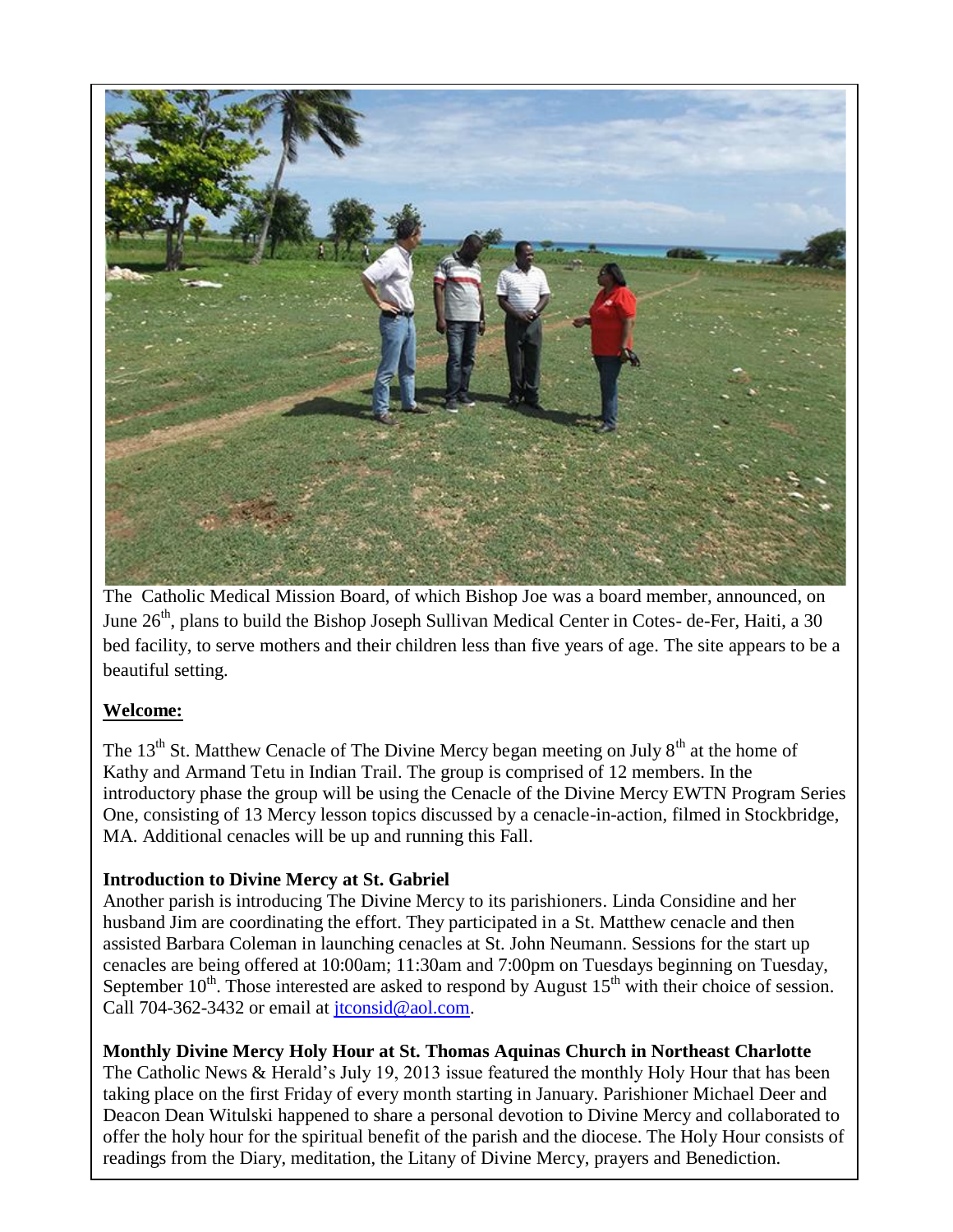The Catholic Medical Mission Board, of which Bishop Joe was a board member, announced, on June 26th, plans to build the Bishop Joseph Sullivan Medical Center in Cotes- de-Fer, Haiti, a 30 bed facility, to serve mothers and their children less than five years of age. The site appears to be a beautiful setting.

**Welcome:**

The 13th St. Matthew Cenacle of The Divine Mercy began meeting on July 8th at the home of Kathy and Armand Tetu in Indian Trail. The group is comprised of 12 members. In the introductory phase the group will be using the Cenacle of the Divine Mercy EWTN Program Series One, consisting of 13 Mercy lesson topics discussed by a cenacle-in-action, filmed in Stockbridge, MA. Additional cenacles will be up and running this Fall.

**Introduction to Divine Mercy at St. Gabriel**

Another parish is introducing The Divine Mercy to its parishioners. Linda Considine and her husband Jim are coordinating the effort. They participated in a St. Matthew cenacle and then assisted Barbara Coleman in launching cenacles at St. John Neumann. Sessions for the start up cenacles are being offered at 10:00am; 11:30am and 7:00pm on Tuesdays beginning on Tuesday, September 10th. Those interested are asked to respond by August 15th with their choice of session. Call 704-362-3432 or email at jtconsid@aol.com.

**Monthly Divine Mercy Holy Hour at St. Thomas Aquinas Church in Northeast Charlotte**

The Catholic News & Herald's July 19, 2013 issue featured the monthly Holy Hour that has been taking place on the first Friday of every month starting in January. Parishioner Michael Deer and Deacon Dean Witulski happened to share a personal devotion to Divine Mercy and collaborated to offer the holy hour for the spiritual benefit of the parish and the diocese. The Holy Hour consists of readings from the Diary, meditation, the Litany of Divine Mercy, prayers and Benediction.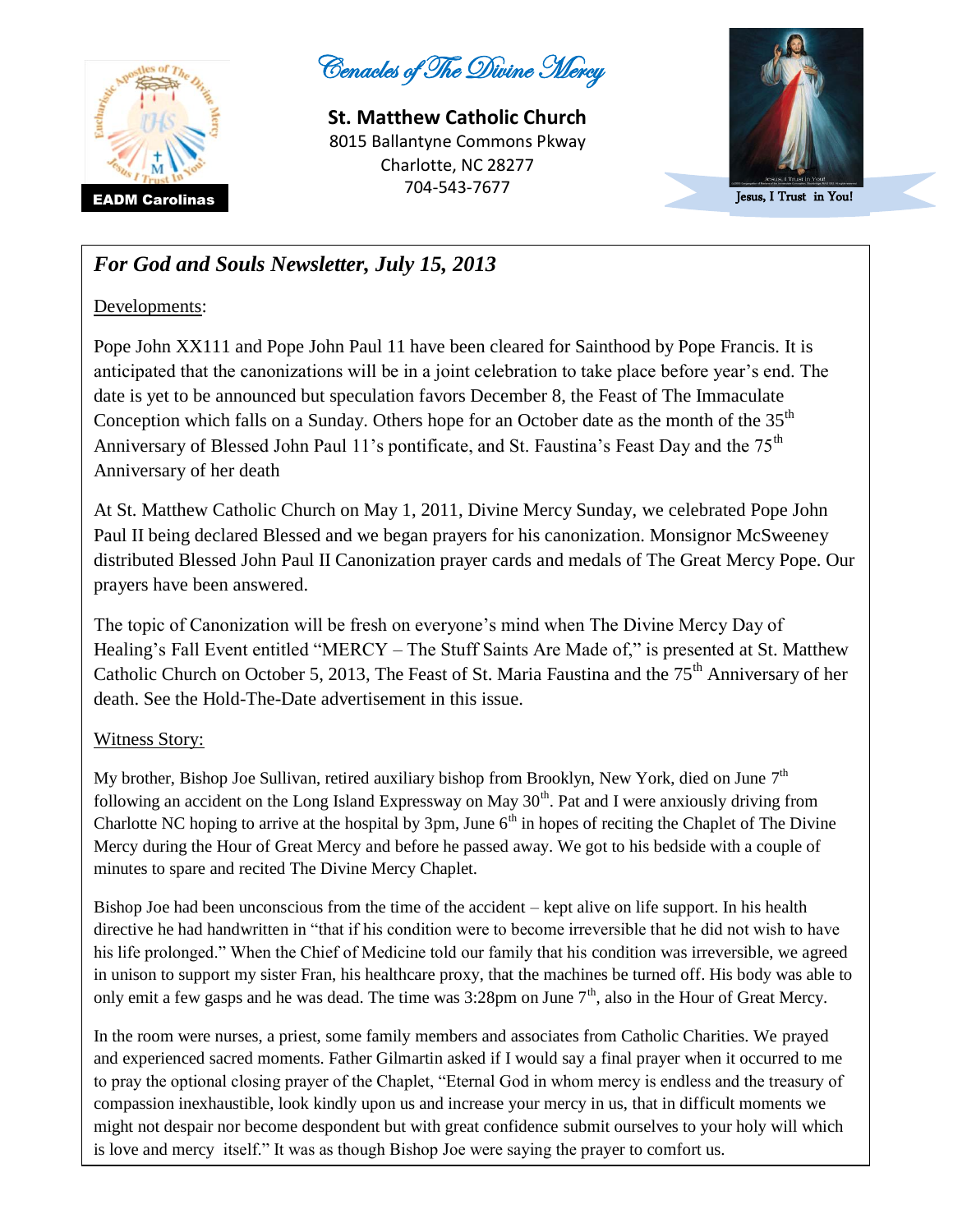EADM Carolinas

*Cenacles of The Divine Mercy*

**St. Matthew Catholic Church**
8015 Ballantyne Commons Pkway
Charlotte, NC 28277
704-543-7677

Jesus, I Trust in You!

## *For God and Souls Newsletter, July 15, 2013*

Developments:

Pope John XX111 and Pope John Paul 11 have been cleared for Sainthood by Pope Francis. It is anticipated that the canonizations will be in a joint celebration to take place before year's end. The date is yet to be announced but speculation favors December 8, the Feast of The Immaculate Conception which falls on a Sunday. Others hope for an October date as the month of the 35th Anniversary of Blessed John Paul 11's pontificate, and St. Faustina's Feast Day and the 75th Anniversary of her death

At St. Matthew Catholic Church on May 1, 2011, Divine Mercy Sunday, we celebrated Pope John Paul II being declared Blessed and we began prayers for his canonization. Monsignor McSweeney distributed Blessed John Paul II Canonization prayer cards and medals of The Great Mercy Pope. Our prayers have been answered.

The topic of Canonization will be fresh on everyone's mind when The Divine Mercy Day of Healing's Fall Event entitled "MERCY – The Stuff Saints Are Made of," is presented at St. Matthew Catholic Church on October 5, 2013, The Feast of St. Maria Faustina and the 75th Anniversary of her death. See the Hold-The-Date advertisement in this issue.

Witness Story:

My brother, Bishop Joe Sullivan, retired auxiliary bishop from Brooklyn, New York, died on June 7th following an accident on the Long Island Expressway on May 30th. Pat and I were anxiously driving from Charlotte NC hoping to arrive at the hospital by 3pm, June 6th in hopes of reciting the Chaplet of The Divine Mercy during the Hour of Great Mercy and before he passed away. We got to his bedside with a couple of minutes to spare and recited The Divine Mercy Chaplet.

Bishop Joe had been unconscious from the time of the accident – kept alive on life support. In his health directive he had handwritten in "that if his condition were to become irreversible that he did not wish to have his life prolonged." When the Chief of Medicine told our family that his condition was irreversible, we agreed in unison to support my sister Fran, his healthcare proxy, that the machines be turned off. His body was able to only emit a few gasps and he was dead. The time was 3:28pm on June 7th, also in the Hour of Great Mercy.

In the room were nurses, a priest, some family members and associates from Catholic Charities. We prayed and experienced sacred moments. Father Gilmartin asked if I would say a final prayer when it occurred to me to pray the optional closing prayer of the Chaplet, "Eternal God in whom mercy is endless and the treasury of compassion inexhaustible, look kindly upon us and increase your mercy in us, that in difficult moments we might not despair nor become despondent but with great confidence submit ourselves to your holy will which is love and mercy itself." It was as though Bishop Joe were saying the prayer to comfort us.